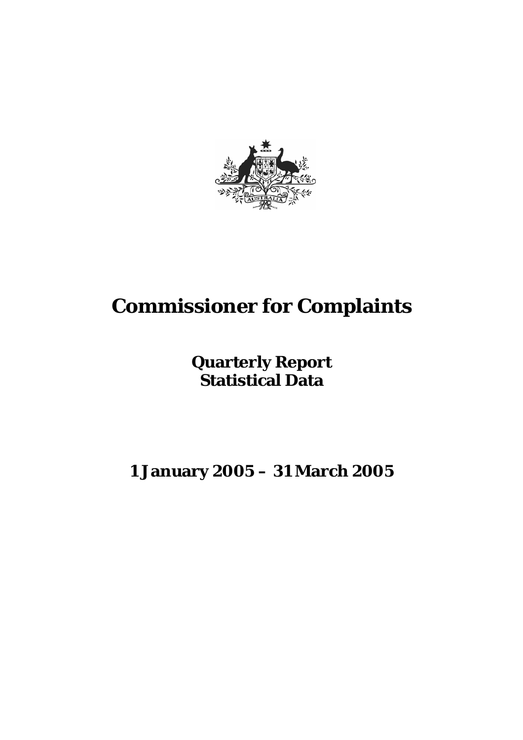# Commissioner for Complaints

## Quarterly Report
## Statistical Data

## 1 January 2005 – 31 March 2005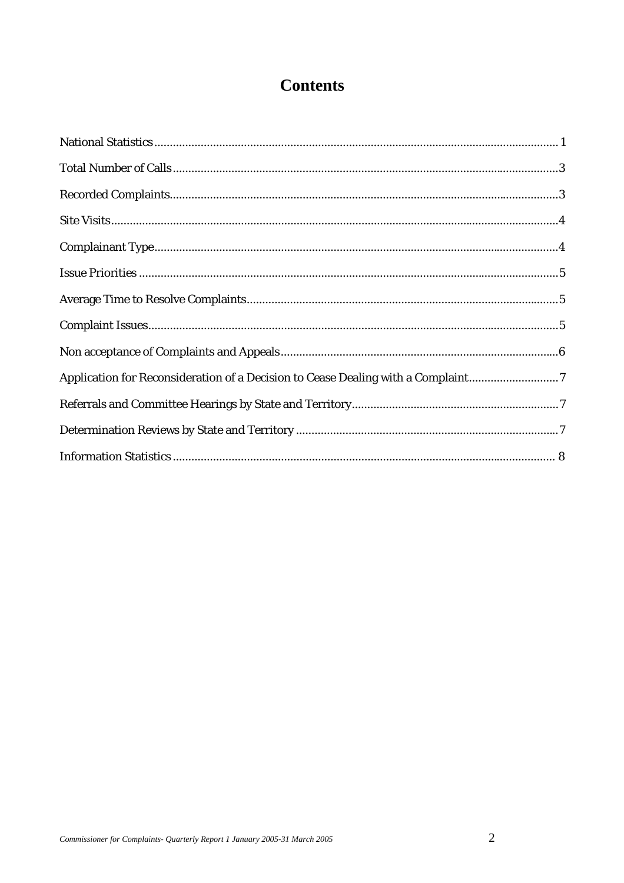# Contents

National Statistics ........................................................ 1

Total Number of Calls ........................................................ 3

Recorded Complaints ........................................................ 3

Site Visits ........................................................ 4

Complainant Type ........................................................ 4

Issue Priorities ........................................................ 5

Average Time to Resolve Complaints ........................................................ 5

Complaint Issues ........................................................ 5

Non acceptance of Complaints and Appeals ........................................................ 6

Application for Reconsideration of a Decision to Cease Dealing with a Complaint ........................................................ 7

Referrals and Committee Hearings by State and Territory ........................................................ 7

Determination Reviews by State and Territory ........................................................ 7

Information Statistics ........................................................ 8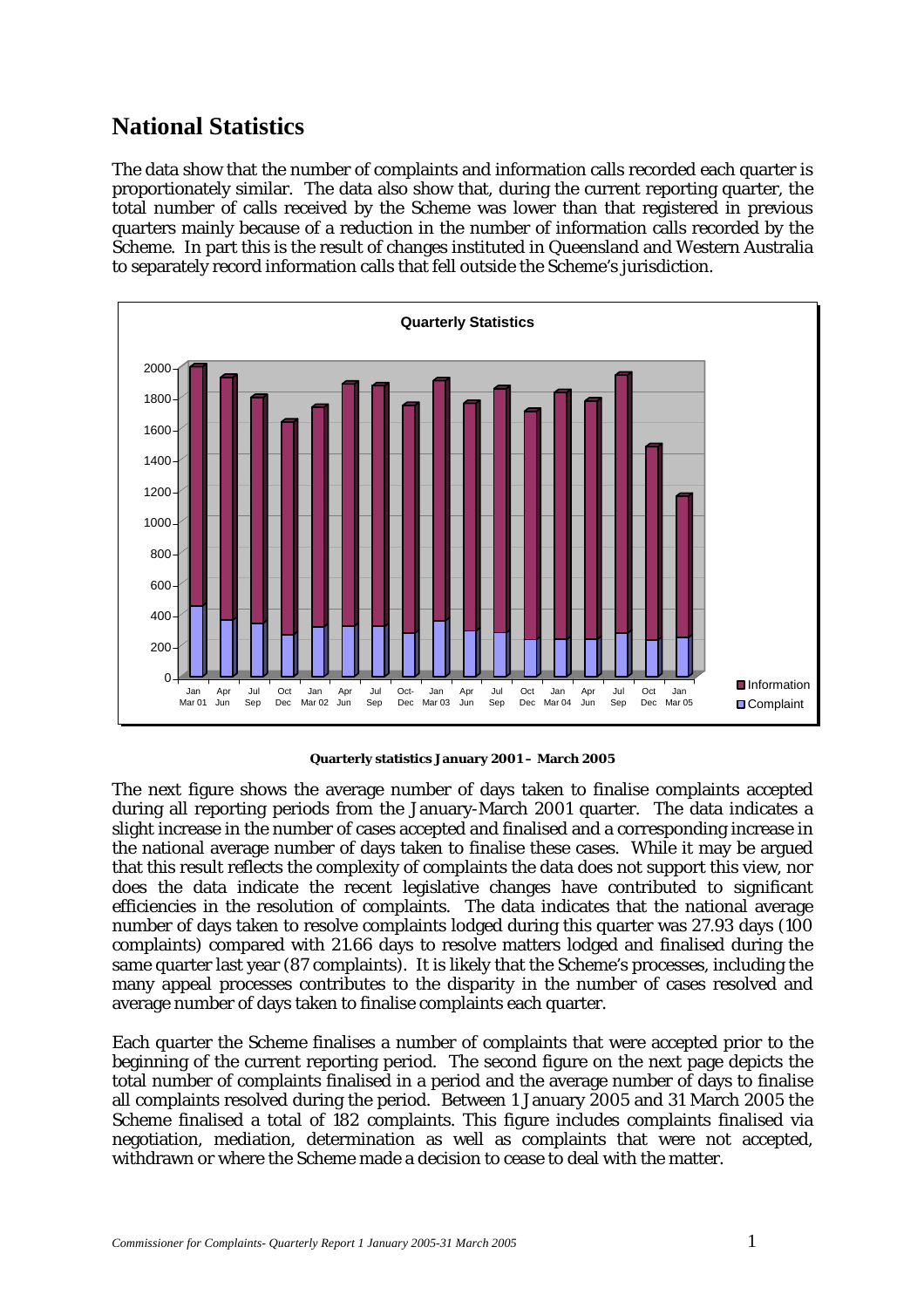## National Statistics

The data show that the number of complaints and information calls recorded each quarter is proportionately similar. The data also show that, during the current reporting quarter, the total number of calls received by the Scheme was lower than that registered in previous quarters mainly because of a reduction in the number of information calls recorded by the Scheme. In part this is the result of changes instituted in Queensland and Western Australia to separately record information calls that fell outside the Scheme's jurisdiction.

**Quarterly statistics January 2001 – March 2005**

The next figure shows the average number of days taken to finalise complaints accepted during all reporting periods from the January-March 2001 quarter. The data indicates a slight increase in the number of cases accepted and finalised and a corresponding increase in the national average number of days taken to finalise these cases. While it may be argued that this result reflects the complexity of complaints the data does not support this view, nor does the data indicate the recent legislative changes have contributed to significant efficiencies in the resolution of complaints. The data indicates that the national average number of days taken to resolve complaints lodged during this quarter was 27.93 days (100 complaints) compared with 21.66 days to resolve matters lodged and finalised during the same quarter last year (87 complaints). It is likely that the Scheme's processes, including the many appeal processes contributes to the disparity in the number of cases resolved and average number of days taken to finalise complaints each quarter.

Each quarter the Scheme finalises a number of complaints that were accepted prior to the beginning of the current reporting period. The second figure on the next page depicts the total number of complaints finalised in a period and the average number of days to finalise all complaints resolved during the period. Between 1 January 2005 and 31 March 2005 the Scheme finalised a total of 182 complaints. This figure includes complaints finalised via negotiation, mediation, determination as well as complaints that were not accepted, withdrawn or where the Scheme made a decision to cease to deal with the matter.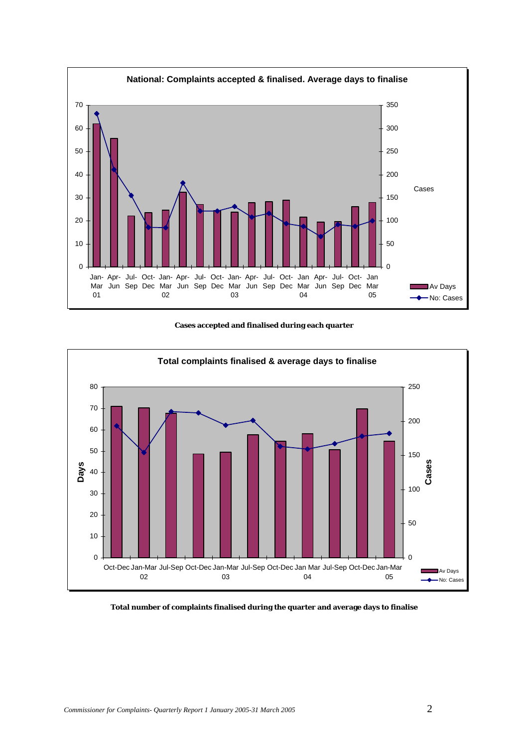**National: Complaints accepted & finalised. Average days to finalise**

**Cases accepted and finalised during each quarter**

**Total complaints finalised & average days to finalise**

**Total number of complaints finalised during the quarter and average days to finalise**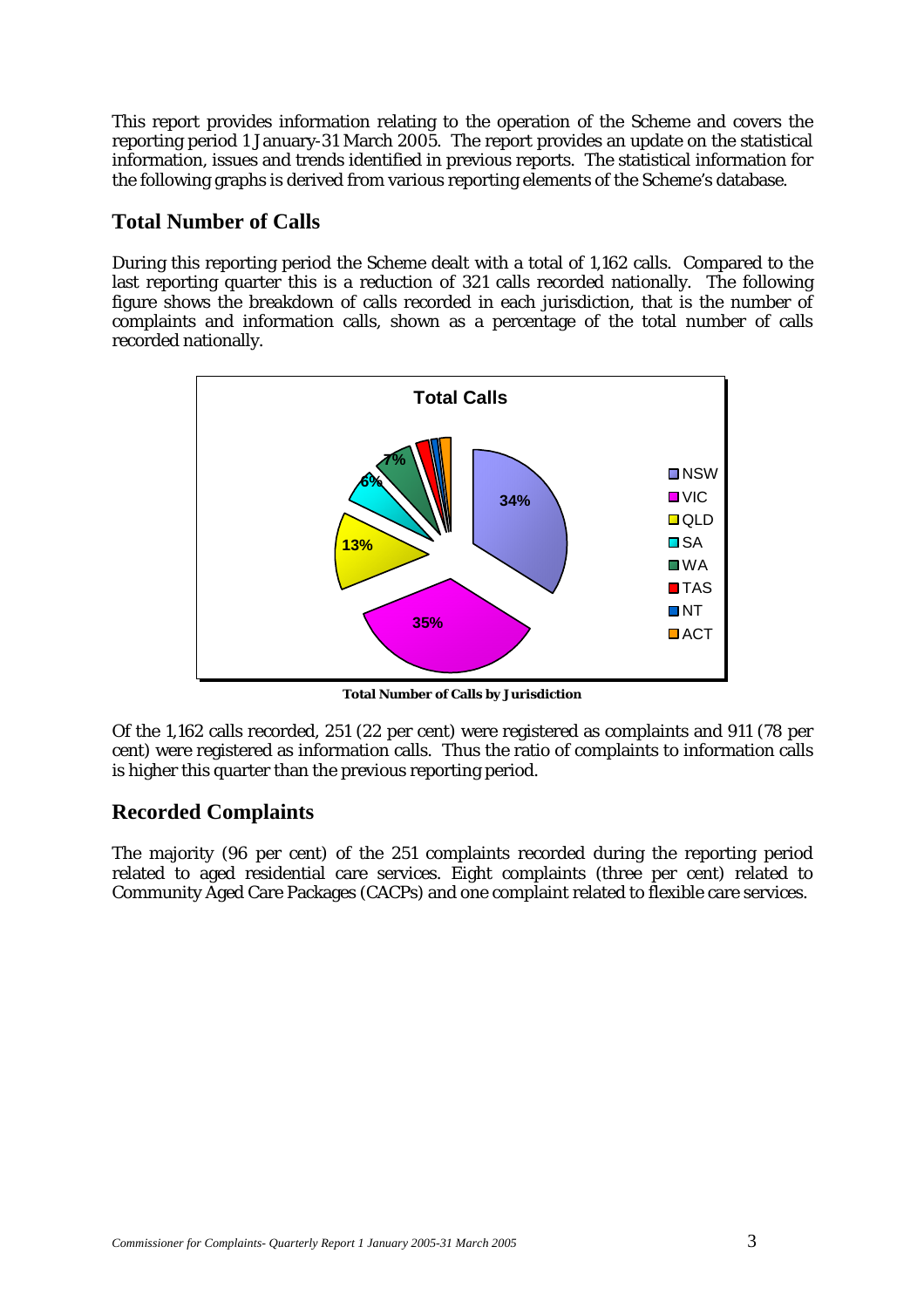This report provides information relating to the operation of the Scheme and covers the reporting period 1 January-31 March 2005. The report provides an update on the statistical information, issues and trends identified in previous reports. The statistical information for the following graphs is derived from various reporting elements of the Scheme's database.

## Total Number of Calls

During this reporting period the Scheme dealt with a total of 1,162 calls. Compared to the last reporting quarter this is a reduction of 321 calls recorded nationally. The following figure shows the breakdown of calls recorded in each jurisdiction, that is the number of complaints and information calls, shown as a percentage of the total number of calls recorded nationally.

**Total Calls**

| Jurisdiction | Percentage |
|---|---|
| NSW | 34% |
| VIC | 35% |
| QLD | 13% |
| SA | 6% |
| WA | 7% |
| TAS | |
| NT | |
| ACT | |

**Total Number of Calls by Jurisdiction**

Of the 1,162 calls recorded, 251 (22 per cent) were registered as complaints and 911 (78 per cent) were registered as information calls. Thus the ratio of complaints to information calls is higher this quarter than the previous reporting period.

## Recorded Complaints

The majority (96 per cent) of the 251 complaints recorded during the reporting period related to aged residential care services. Eight complaints (three per cent) related to Community Aged Care Packages (CACPs) and one complaint related to flexible care services.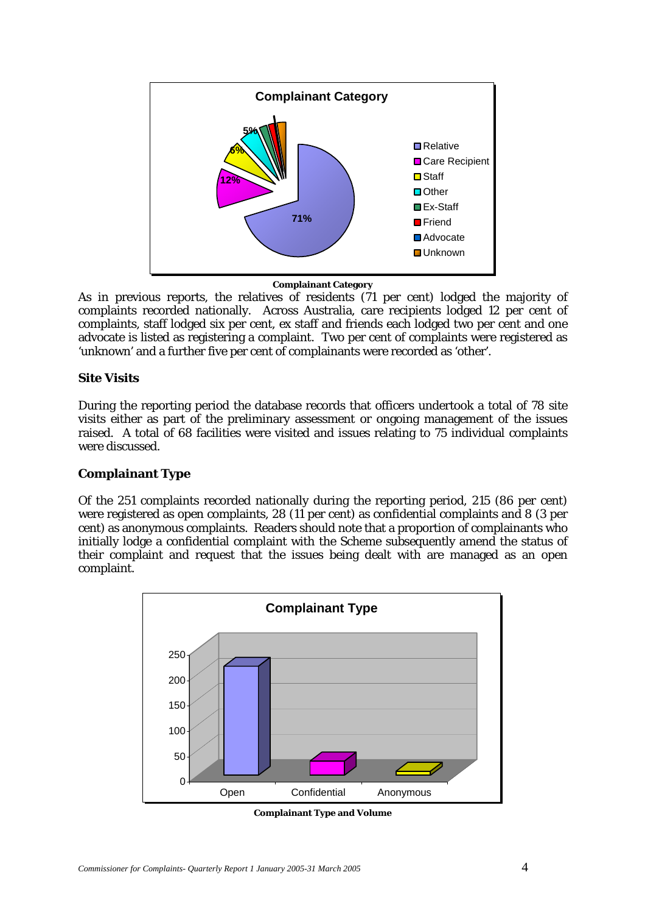**Complainant Category**

As in previous reports, the relatives of residents (71 per cent) lodged the majority of complaints recorded nationally. Across Australia, care recipients lodged 12 per cent of complaints, staff lodged six per cent, ex staff and friends each lodged two per cent and one advocate is listed as registering a complaint. Two per cent of complaints were registered as 'unknown' and a further five per cent of complainants were recorded as 'other'.

### Site Visits

During the reporting period the database records that officers undertook a total of 78 site visits either as part of the preliminary assessment or ongoing management of the issues raised. A total of 68 facilities were visited and issues relating to 75 individual complaints were discussed.

### Complainant Type

Of the 251 complaints recorded nationally during the reporting period, 215 (86 per cent) were registered as open complaints, 28 (11 per cent) as confidential complaints and 8 (3 per cent) as anonymous complaints. Readers should note that a proportion of complainants who initially lodge a confidential complaint with the Scheme subsequently amend the status of their complaint and request that the issues being dealt with are managed as an open complaint.

**Complainant Type and Volume**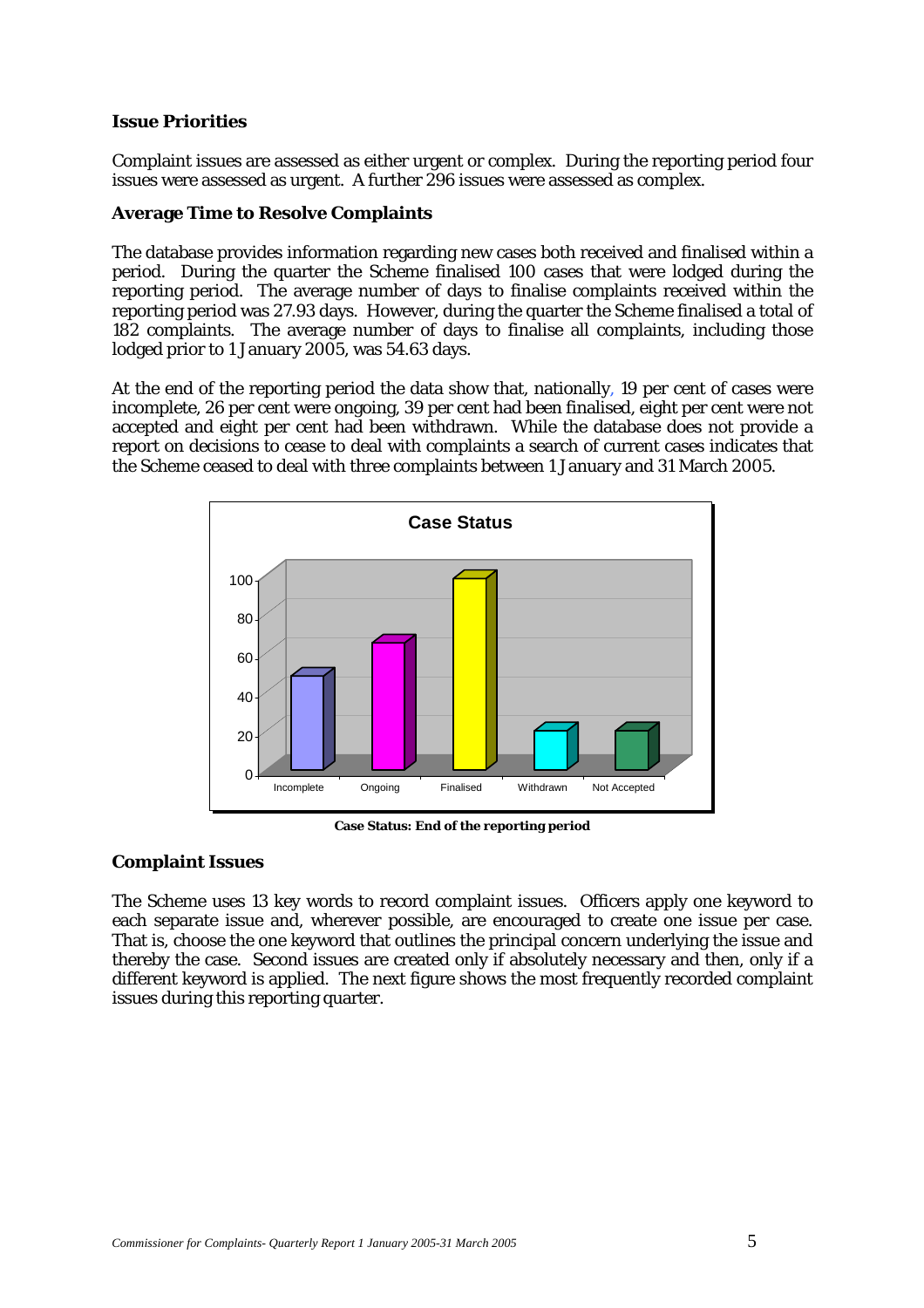### Issue Priorities

Complaint issues are assessed as either urgent or complex. During the reporting period four issues were assessed as urgent. A further 296 issues were assessed as complex.

### Average Time to Resolve Complaints

The database provides information regarding new cases both received and finalised within a period. During the quarter the Scheme finalised 100 cases that were lodged during the reporting period. The average number of days to finalise complaints received within the reporting period was 27.93 days. However, during the quarter the Scheme finalised a total of 182 complaints. The average number of days to finalise all complaints, including those lodged prior to 1 January 2005, was 54.63 days.

At the end of the reporting period the data show that, nationally, 19 per cent of cases were incomplete, 26 per cent were ongoing, 39 per cent had been finalised, eight per cent were not accepted and eight per cent had been withdrawn. While the database does not provide a report on decisions to cease to deal with complaints a search of current cases indicates that the Scheme ceased to deal with three complaints between 1 January and 31 March 2005.

**Case Status: End of the reporting period**

### Complaint Issues

The Scheme uses 13 key words to record complaint issues. Officers apply one keyword to each separate issue and, wherever possible, are encouraged to create one issue per case. That is, choose the one keyword that outlines the principal concern underlying the issue and thereby the case. Second issues are created only if absolutely necessary and then, only if a different keyword is applied. The next figure shows the most frequently recorded complaint issues during this reporting quarter.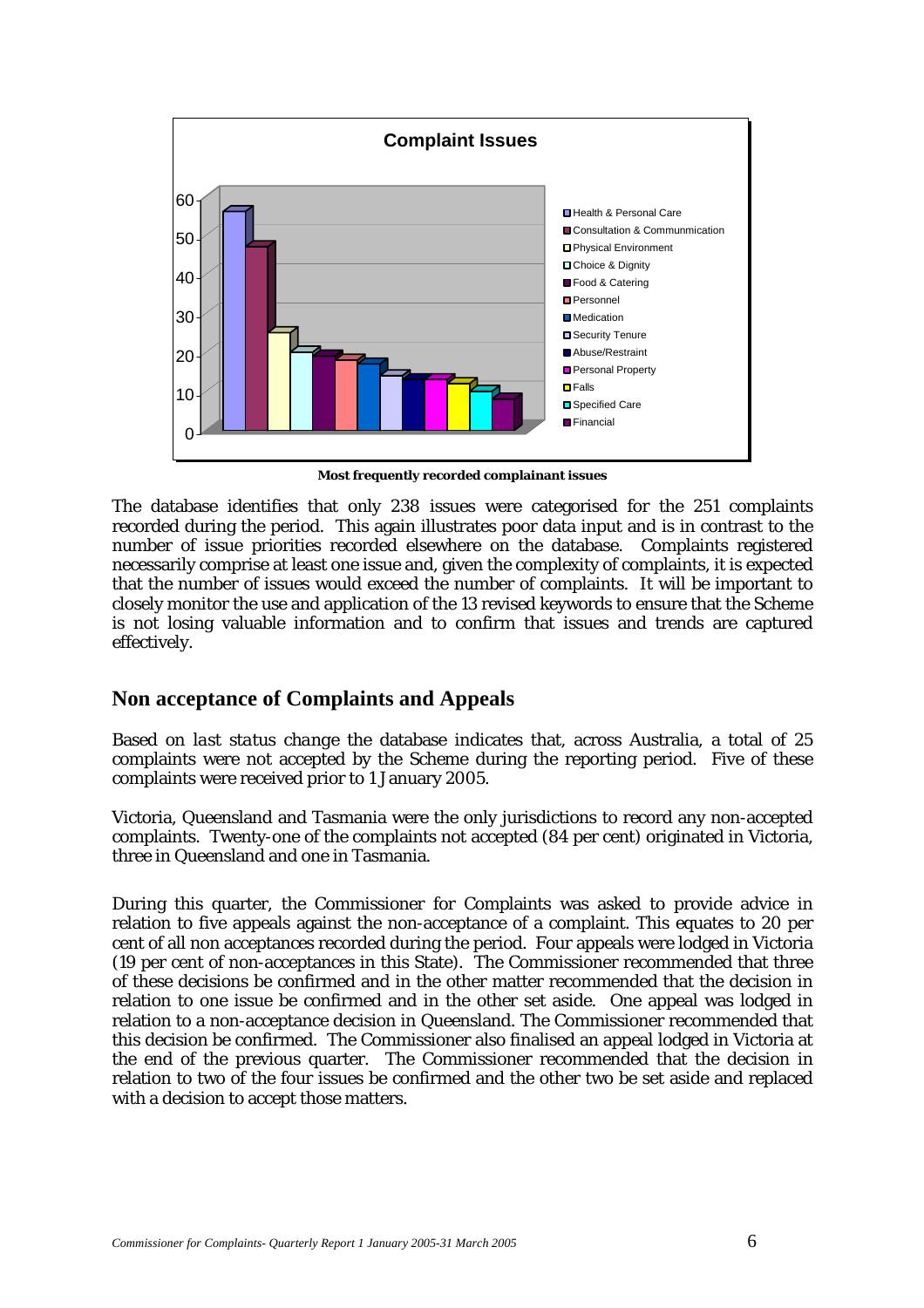**Complint Issues**

| Issue | Approx. count |
|---|---|
| Health & Personal Care | 57 |
| Consultation & Communmication | 47 |
| Physical Environment | 25 |
| Choice & Dignity | 20 |
| Food & Catering | 19 |
| Personnel | 18 |
| Medication | 17 |
| Security Tenure | 14 |
| Abuse/Restraint | 13 |
| Personal Property | 13 |
| Falls | 12 |
| Specified Care | 10 |
| Financial | 8 |

**Most frequently recorded complainant issues**

The database identifies that only 238 issues were categorised for the 251 complaints recorded during the period. This again illustrates poor data input and is in contrast to the number of issue priorities recorded elsewhere on the database. Complaints registered necessarily comprise at least one issue and, given the complexity of complaints, it is expected that the number of issues would exceed the number of complaints. It will be important to closely monitor the use and application of the 13 revised keywords to ensure that the Scheme is not losing valuable information and to confirm that issues and trends are captured effectively.

## Non acceptance of Complaints and Appeals

Based on *last status change* the database indicates that, across Australia, a total of 25 complaints were not accepted by the Scheme during the reporting period. Five of these complaints were received prior to 1 January 2005.

Victoria, Queensland and Tasmania were the only jurisdictions to record any non-accepted complaints. Twenty-one of the complaints not accepted (84 per cent) originated in Victoria, three in Queensland and one in Tasmania.

During this quarter, the Commissioner for Complaints was asked to provide advice in relation to five appeals against the non-acceptance of a complaint. This equates to 20 per cent of all non acceptances recorded during the period. Four appeals were lodged in Victoria (19 per cent of non-acceptances in this State). The Commissioner recommended that three of these decisions be confirmed and in the other matter recommended that the decision in relation to one issue be confirmed and in the other set aside. One appeal was lodged in relation to a non-acceptance decision in Queensland. The Commissioner recommended that this decision be confirmed. The Commissioner also finalised an appeal lodged in Victoria at the end of the previous quarter. The Commissioner recommended that the decision in relation to two of the four issues be confirmed and the other two be set aside and replaced with a decision to accept those matters.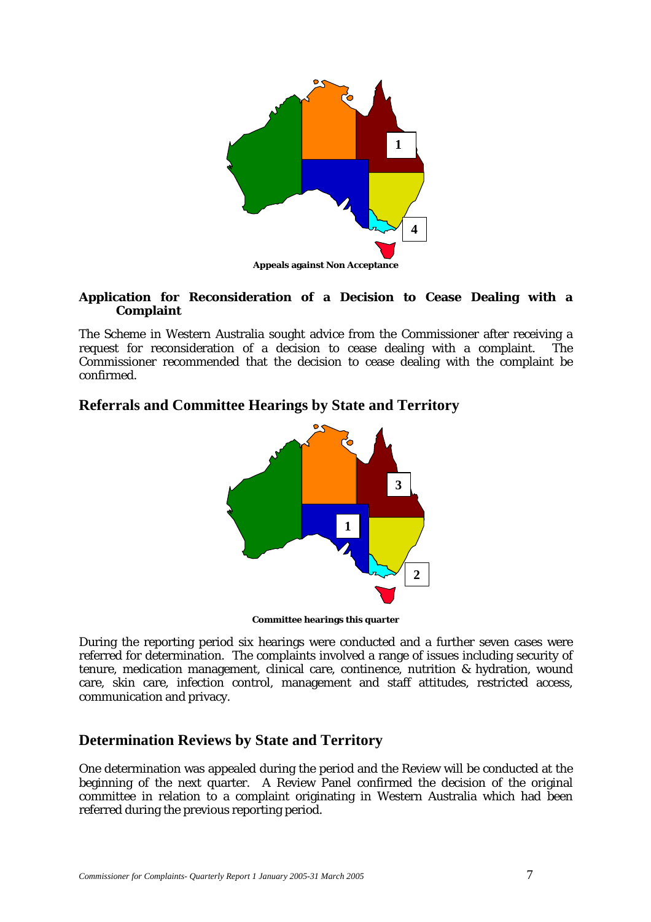1

4

**Appeals against Non Acceptance**

### Application for Reconsideration of a Decision to Cease Dealing with a Complaint

The Scheme in Western Australia sought advice from the Commissioner after receiving a request for reconsideration of a decision to cease dealing with a complaint. The Commissioner recommended that the decision to cease dealing with the complaint be confirmed.

## Referrals and Committee Hearings by State and Territory

3

1

2

**Committee hearings this quarter**

During the reporting period six hearings were conducted and a further seven cases were referred for determination. The complaints involved a range of issues including security of tenure, medication management, clinical care, continence, nutrition & hydration, wound care, skin care, infection control, management and staff attitudes, restricted access, communication and privacy.

## Determination Reviews by State and Territory

One determination was appealed during the period and the Review will be conducted at the beginning of the next quarter. A Review Panel confirmed the decision of the original committee in relation to a complaint originating in Western Australia which had been referred during the previous reporting period.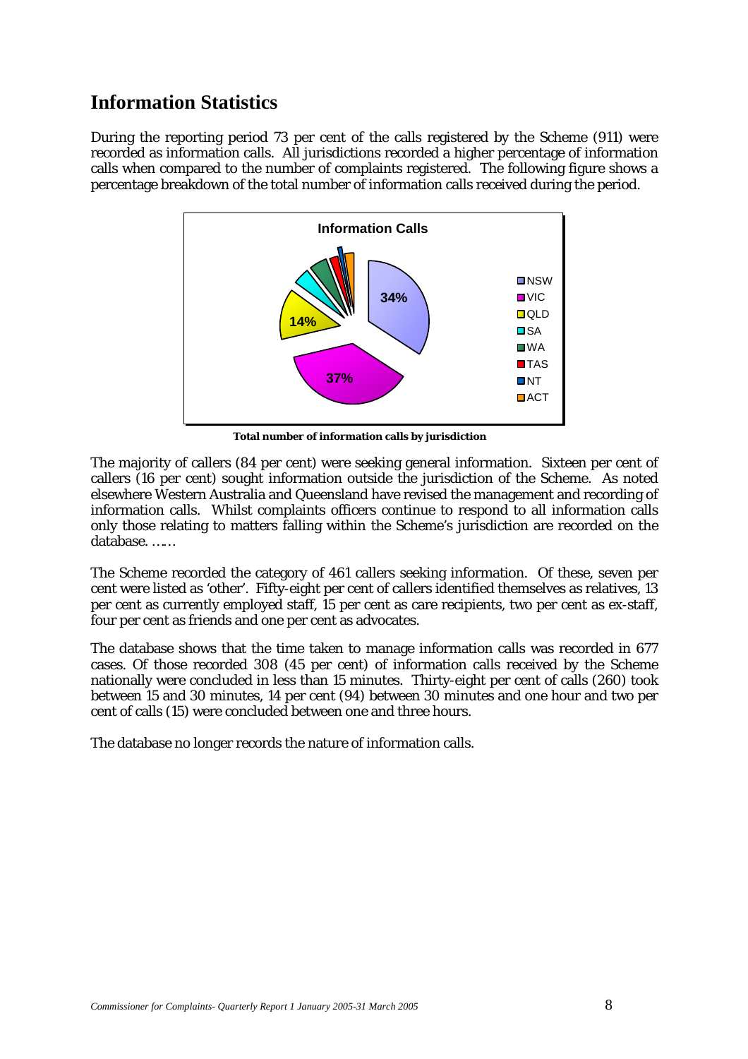## Information Statistics

During the reporting period 73 per cent of the calls registered by the Scheme (911) were recorded as information calls. All jurisdictions recorded a higher percentage of information calls when compared to the number of complaints registered. The following figure shows a percentage breakdown of the total number of information calls received during the period.

Information Calls

34%

37%

14%

NSW
VIC
QLD
SA
WA
TAS
NT
ACT

**Total number of information calls by jurisdiction**

The majority of callers (84 per cent) were seeking general information. Sixteen per cent of callers (16 per cent) sought information outside the jurisdiction of the Scheme. As noted elsewhere Western Australia and Queensland have revised the management and recording of information calls. Whilst complaints officers continue to respond to all information calls only those relating to matters falling within the Scheme's jurisdiction are recorded on the database. ……

The Scheme recorded the category of 461 callers seeking information. Of these, seven per cent were listed as 'other'. Fifty-eight per cent of callers identified themselves as relatives, 13 per cent as currently employed staff, 15 per cent as care recipients, two per cent as ex-staff, four per cent as friends and one per cent as advocates.

The database shows that the time taken to manage information calls was recorded in 677 cases. Of those recorded 308 (45 per cent) of information calls received by the Scheme nationally were concluded in less than 15 minutes. Thirty-eight per cent of calls (260) took between 15 and 30 minutes, 14 per cent (94) between 30 minutes and one hour and two per cent of calls (15) were concluded between one and three hours.

The database no longer records the nature of information calls.